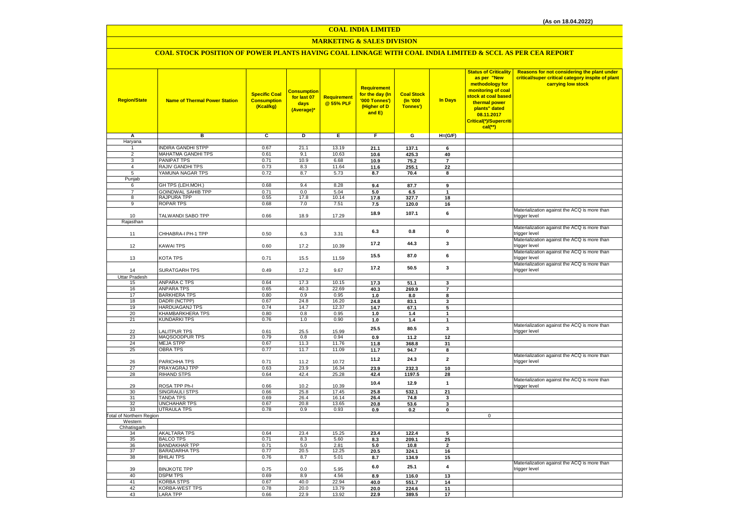(As on 18.04.2022)

# COAL INDIA LIMITED

## MARKETING & SALES DIVISION

### COAL STOCK POSITION OF POWER PLANTS HAVING COAL LINKAGE WITH COAL INDIA LIMITED & SCCL AS PER CEA REPORT

| Region/State | Name of Thermal Power Station | Specific Coal Consumption (Kcal/kg) | Consumption for last 07 days (Average)* | Requirement @ 55% PLF | Requirement for the day (In '000 Tonnes') (Higher of D and E) | Coal Stock (In '000 Tonnes') | In Days | Status of Criticality as per "New methodology for monitoring of coal stock at coal based thermal power plants" dated 08.11.2017 Critical(*)/Supercritical(**) | Reasons for not considering the plant under critical/super critical category inspite of plant carrying low stock |
|---|---|---|---|---|---|---|---|---|---|
| A | B | C | D | E | F | G | H=(G/F) | | |
| Haryana | | | | | | | | | |
| 1 | INDIRA GANDHI STPP | 0.67 | 21.1 | 13.19 | 21.1 | 137.1 | 6 | | |
| 2 | MAHATMA GANDHI TPS | 0.61 | 9.1 | 10.63 | 10.6 | 425.3 | 40 | | |
| 3 | PANIPAT TPS | 0.71 | 10.9 | 6.68 | 10.9 | 75.2 | 7 | | |
| 4 | RAJIV GANDHI TPS | 0.73 | 8.3 | 11.64 | 11.6 | 255.1 | 22 | | |
| 5 | YAMUNA NAGAR TPS | 0.72 | 8.7 | 5.73 | 8.7 | 70.4 | 8 | | |
| Punjab | | | | | | | | | |
| 6 | GH TPS (LEH.MOH.) | 0.68 | 9.4 | 8.28 | 9.4 | 87.7 | 9 | | |
| 7 | GOINDWAL SAHIB TPP | 0.71 | 0.0 | 5.04 | 5.0 | 6.5 | 1 | | |
| 8 | RAJPURA TPP | 0.55 | 17.8 | 10.14 | 17.8 | 327.7 | 18 | | |
| 9 | ROPAR TPS | 0.68 | 7.0 | 7.51 | 7.5 | 120.0 | 16 | | |
| 10 | TALWANDI SABO TPP | 0.66 | 18.9 | 17.29 | 18.9 | 107.1 | 6 | | Materialization against the ACQ is more than trigger level |
| Rajasthan | | | | | | | | | |
| 11 | CHHABRA-I PH-1 TPP | 0.50 | 6.3 | 3.31 | 6.3 | 0.8 | 0 | | Materialization against the ACQ is more than trigger level |
| 12 | KAWAI TPS | 0.60 | 17.2 | 10.39 | 17.2 | 44.3 | 3 | | Materialization against the ACQ is more than trigger level |
| 13 | KOTA TPS | 0.71 | 15.5 | 11.59 | 15.5 | 87.0 | 6 | | Materialization against the ACQ is more than trigger level |
| 14 | SURATGARH TPS | 0.49 | 17.2 | 9.67 | 17.2 | 50.5 | 3 | | Materialization against the ACQ is more than trigger level |
| Uttar Pradesh | | | | | | | | | |
| 15 | ANPARA C TPS | 0.64 | 17.3 | 10.15 | 17.3 | 51.1 | 3 | | |
| 16 | ANPARA TPS | 0.65 | 40.3 | 22.69 | 40.3 | 269.9 | 7 | | |
| 17 | BARKHERA TPS | 0.80 | 0.9 | 0.95 | 1.0 | 8.0 | 8 | | |
| 18 | DADRI (NCTPP) | 0.67 | 24.8 | 16.20 | 24.8 | 83.1 | 3 | | |
| 19 | HARDUAGANJ TPS | 0.74 | 14.7 | 12.37 | 14.7 | 67.1 | 5 | | |
| 20 | KHAMBARKHERA TPS | 0.80 | 0.8 | 0.95 | 1.0 | 1.4 | 1 | | |
| 21 | KUNDARKI TPS | 0.76 | 1.0 | 0.90 | 1.0 | 1.4 | 1 | | |
| 22 | LALITPUR TPS | 0.61 | 25.5 | 15.99 | 25.5 | 80.5 | 3 | | Materialization against the ACQ is more than trigger level |
| 23 | MAQSOODPUR TPS | 0.79 | 0.8 | 0.94 | 0.9 | 11.2 | 12 | | |
| 24 | MEJA STPP | 0.67 | 11.3 | 11.76 | 11.8 | 368.8 | 31 | | |
| 25 | OBRA TPS | 0.77 | 11.7 | 11.09 | 11.7 | 94.7 | 8 | | |
| 26 | PARICHHA TPS | 0.71 | 11.2 | 10.72 | 11.2 | 24.3 | 2 | | Materialization against the ACQ is more than trigger level |
| 27 | PRAYAGRAJ TPP | 0.63 | 23.9 | 16.34 | 23.9 | 232.3 | 10 | | |
| 28 | RIHAND STPS | 0.64 | 42.4 | 25.28 | 42.4 | 1197.5 | 28 | | |
| 29 | ROSA TPP Ph-I | 0.66 | 10.2 | 10.39 | 10.4 | 12.9 | 1 | | Materialization against the ACQ is more than trigger level |
| 30 | SINGRAULI STPS | 0.66 | 25.8 | 17.45 | 25.8 | 532.1 | 21 | | |
| 31 | TANDA TPS | 0.69 | 26.4 | 16.14 | 26.4 | 74.8 | 3 | | |
| 32 | UNCHAHAR TPS | 0.67 | 20.8 | 13.65 | 20.8 | 53.6 | 3 | | |
| 33 | UTRAULA TPS | 0.78 | 0.9 | 0.93 | 0.9 | 0.2 | 0 | | |
| Total of Northern Region | | | | | | | | 0 | |
| Western | | | | | | | | | |
| Chhatisgarh | | | | | | | | | |
| 34 | AKALTARA TPS | 0.64 | 23.4 | 15.25 | 23.4 | 122.4 | 5 | | |
| 35 | BALCO TPS | 0.71 | 8.3 | 5.60 | 8.3 | 209.1 | 25 | | |
| 36 | BANDAKHAR TPP | 0.71 | 5.0 | 2.81 | 5.0 | 10.8 | 2 | | |
| 37 | BARADARHA TPS | 0.77 | 20.5 | 12.25 | 20.5 | 324.1 | 16 | | |
| 38 | BHILAI TPS | 0.76 | 8.7 | 5.01 | 8.7 | 134.9 | 15 | | |
| 39 | BINJKOTE TPP | 0.75 | 0.0 | 5.95 | 6.0 | 25.1 | 4 | | Materialization against the ACQ is more than trigger level |
| 40 | DSPM TPS | 0.69 | 8.9 | 4.56 | 8.9 | 116.0 | 13 | | |
| 41 | KORBA STPS | 0.67 | 40.0 | 22.94 | 40.0 | 551.7 | 14 | | |
| 42 | KORBA-WEST TPS | 0.78 | 20.0 | 13.79 | 20.0 | 224.6 | 11 | | |
| 43 | LARA TPP | 0.66 | 22.9 | 13.92 | 22.9 | 389.5 | 17 | | |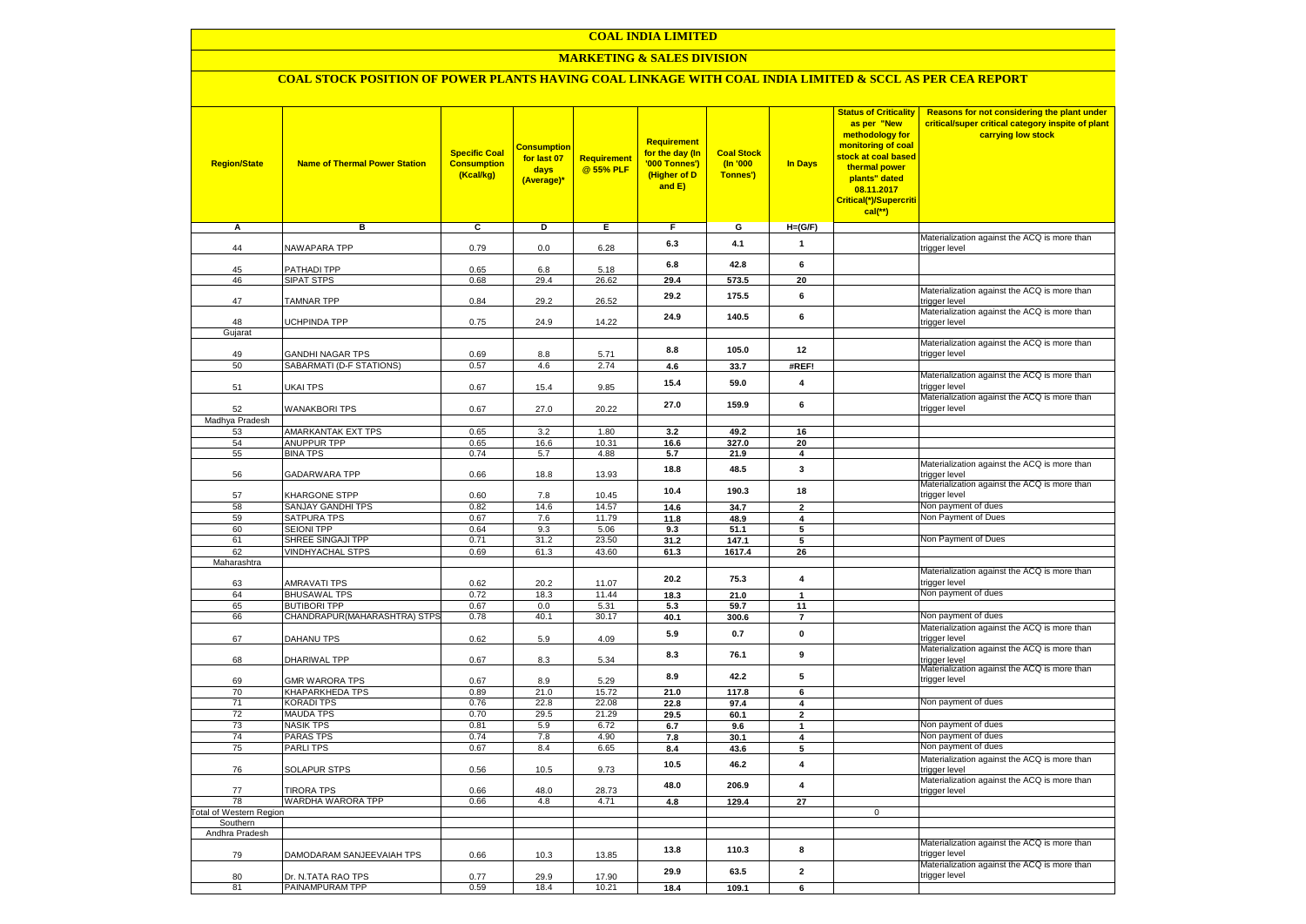# COAL INDIA LIMITED

## MARKETING & SALES DIVISION

### COAL STOCK POSITION OF POWER PLANTS HAVING COAL LINKAGE WITH COAL INDIA LIMITED & SCCL AS PER CEA REPORT

| Region/State | Name of Thermal Power Station | Specific Coal Consumption (Kcal/kg) | Consumption for last 07 days (Average)* | Requirement @ 55% PLF | Requirement for the day (In '000 Tonnes') (Higher of D and E) | Coal Stock (In '000 Tonnes') | In Days | Status of Criticality as per "New methodology for monitoring of coal stock at coal based thermal power plants" dated 08.11.2017 Critical(*)/Supercritical(**) | Reasons for not considering the plant under critical/super critical category inspite of plant carrying low stock |
|---|---|---|---|---|---|---|---|---|---|
| A | B | C | D | E | F | G | H=(G/F) | | |
| 44 | NAWAPARA TPP | 0.79 | 0.0 | 6.28 | 6.3 | 4.1 | 1 | | Materialization against the ACQ is more than trigger level |
| 45 | PATHADI TPP | 0.65 | 6.8 | 5.18 | 6.8 | 42.8 | 6 | | |
| 46 | SIPAT STPS | 0.68 | 29.4 | 26.62 | 29.4 | 573.5 | 20 | | |
| 47 | TAMNAR TPP | 0.84 | 29.2 | 26.52 | 29.2 | 175.5 | 6 | | Materialization against the ACQ is more than trigger level |
| 48 | UCHPINDA TPP | 0.75 | 24.9 | 14.22 | 24.9 | 140.5 | 6 | | Materialization against the ACQ is more than trigger level |
| Gujarat | | | | | | | | | |
| 49 | GANDHI NAGAR TPS | 0.69 | 8.8 | 5.71 | 8.8 | 105.0 | 12 | | Materialization against the ACQ is more than trigger level |
| 50 | SABARMATI (D-F STATIONS) | 0.57 | 4.6 | 2.74 | 4.6 | 33.7 | #REF! | | |
| 51 | UKAI TPS | 0.67 | 15.4 | 9.85 | 15.4 | 59.0 | 4 | | Materialization against the ACQ is more than trigger level |
| 52 | WANAKBORI TPS | 0.67 | 27.0 | 20.22 | 27.0 | 159.9 | 6 | | Materialization against the ACQ is more than trigger level |
| Madhya Pradesh | | | | | | | | | |
| 53 | AMARKANTAK EXT TPS | 0.65 | 3.2 | 1.80 | 3.2 | 49.2 | 16 | | |
| 54 | ANUPPUR TPP | 0.65 | 16.6 | 10.31 | 16.6 | 327.0 | 20 | | |
| 55 | BINA TPS | 0.74 | 5.7 | 4.88 | 5.7 | 21.9 | 4 | | |
| 56 | GADARWARA TPP | 0.66 | 18.8 | 13.93 | 18.8 | 48.5 | 3 | | Materialization against the ACQ is more than trigger level |
| 57 | KHARGONE STPP | 0.60 | 7.8 | 10.45 | 10.4 | 190.3 | 18 | | Materialization against the ACQ is more than trigger level |
| 58 | SANJAY GANDHI TPS | 0.82 | 14.6 | 14.57 | 14.6 | 34.7 | 2 | | Non payment of dues |
| 59 | SATPURA TPS | 0.67 | 7.6 | 11.79 | 11.8 | 48.9 | 4 | | Non Payment of Dues |
| 60 | SEIONI TPP | 0.64 | 9.3 | 5.06 | 9.3 | 51.1 | 5 | | |
| 61 | SHREE SINGAJI TPP | 0.71 | 31.2 | 23.50 | 31.2 | 147.1 | 5 | | Non Payment of Dues |
| 62 | VINDHYACHAL STPS | 0.69 | 61.3 | 43.60 | 61.3 | 1617.4 | 26 | | |
| Maharashtra | | | | | | | | | |
| 63 | AMRAVATI TPS | 0.62 | 20.2 | 11.07 | 20.2 | 75.3 | 4 | | Materialization against the ACQ is more than trigger level |
| 64 | BHUSAWAL TPS | 0.72 | 18.3 | 11.44 | 18.3 | 21.0 | 1 | | Non payment of dues |
| 65 | BUTIBORI TPP | 0.67 | 0.0 | 5.31 | 5.3 | 59.7 | 11 | | |
| 66 | CHANDRAPUR(MAHARASHTRA) STPS | 0.78 | 40.1 | 30.17 | 40.1 | 300.6 | 7 | | Non payment of dues |
| 67 | DAHANU TPS | 0.62 | 5.9 | 4.09 | 5.9 | 0.7 | 0 | | Materialization against the ACQ is more than trigger level |
| 68 | DHARIWAL TPP | 0.67 | 8.3 | 5.34 | 8.3 | 76.1 | 9 | | Materialization against the ACQ is more than trigger level |
| 69 | GMR WARORA TPS | 0.67 | 8.9 | 5.29 | 8.9 | 42.2 | 5 | | Materialization against the ACQ is more than trigger level |
| 70 | KHAPARKHEDA TPS | 0.89 | 21.0 | 15.72 | 21.0 | 117.8 | 6 | | |
| 71 | KORADI TPS | 0.76 | 22.8 | 22.08 | 22.8 | 97.4 | 4 | | Non payment of dues |
| 72 | MAUDA TPS | 0.70 | 29.5 | 21.29 | 29.5 | 60.1 | 2 | | |
| 73 | NASIK TPS | 0.81 | 5.9 | 6.72 | 6.7 | 9.6 | 1 | | Non payment of dues |
| 74 | PARAS TPS | 0.74 | 7.8 | 4.90 | 7.8 | 30.1 | 4 | | Non payment of dues |
| 75 | PARLI TPS | 0.67 | 8.4 | 6.65 | 8.4 | 43.6 | 5 | | Non payment of dues |
| 76 | SOLAPUR STPS | 0.56 | 10.5 | 9.73 | 10.5 | 46.2 | 4 | | Materialization against the ACQ is more than trigger level |
| 77 | TIRORA TPS | 0.66 | 48.0 | 28.73 | 48.0 | 206.9 | 4 | | Materialization against the ACQ is more than trigger level |
| 78 | WARDHA WARORA TPP | 0.66 | 4.8 | 4.71 | 4.8 | 129.4 | 27 | | |
| Total of Western Region | | | | | | | | 0 | |
| Southern | | | | | | | | | |
| Andhra Pradesh | | | | | | | | | |
| 79 | DAMODARAM SANJEEVAIAH TPS | 0.66 | 10.3 | 13.85 | 13.8 | 110.3 | 8 | | Materialization against the ACQ is more than trigger level |
| 80 | Dr. N.TATA RAO TPS | 0.77 | 29.9 | 17.90 | 29.9 | 63.5 | 2 | | Materialization against the ACQ is more than trigger level |
| 81 | PAINAMPURAM TPP | 0.59 | 18.4 | 10.21 | 18.4 | 109.1 | 6 | | |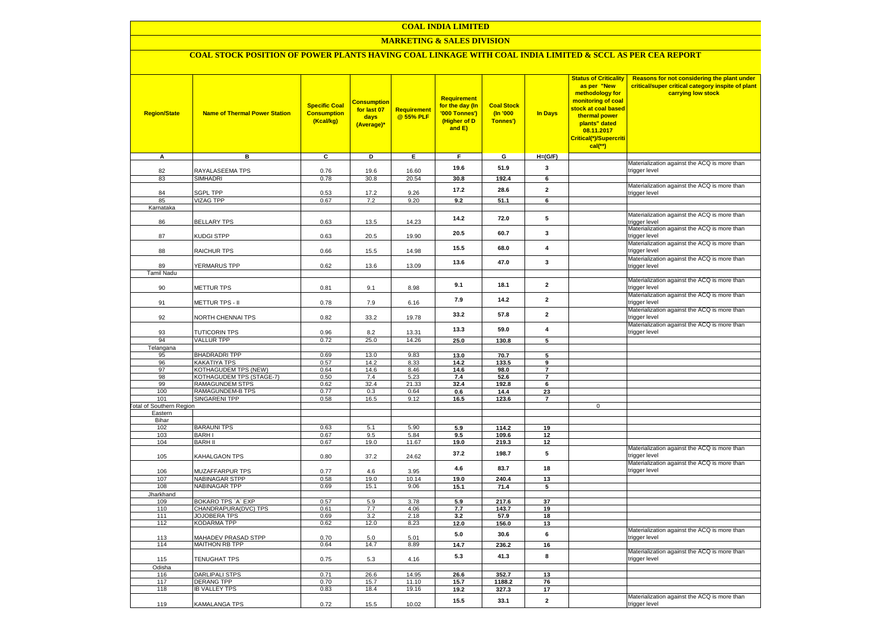# COAL INDIA LIMITED

## MARKETING & SALES DIVISION

### COAL STOCK POSITION OF POWER PLANTS HAVING COAL LINKAGE WITH COAL INDIA LIMITED & SCCL AS PER CEA REPORT

| Region/State | Name of Thermal Power Station | Specific Coal Consumption (Kcal/kg) | Consumption for last 07 days (Average)* | Requirement @ 55% PLF | Requirement for the day (In '000 Tonnes') (Higher of D and E) | Coal Stock (In '000 Tonnes') | In Days | Status of Criticality as per "New methodology for monitoring of coal stock at coal based thermal power plants" dated 08.11.2017 Critical(*)/Supercritical(**) | Reasons for not considering the plant under critical/super critical category inspite of plant carrying low stock |
|---|---|---|---|---|---|---|---|---|---|
| A | B | C | D | E | F | G | H=(G/F) | | |
| 82 | RAYALASEEMA TPS | 0.76 | 19.6 | 16.60 | 19.6 | 51.9 | 3 | | Materialization against the ACQ is more than trigger level |
| 83 | SIMHADRI | 0.78 | 30.8 | 20.54 | 30.8 | 192.4 | 6 | | |
| 84 | SGPL TPP | 0.53 | 17.2 | 9.26 | 17.2 | 28.6 | 2 | | Materialization against the ACQ is more than trigger level |
| 85 | VIZAG TPP | 0.67 | 7.2 | 9.20 | 9.2 | 51.1 | 6 | | |
| Karnataka | | | | | | | | | |
| 86 | BELLARY TPS | 0.63 | 13.5 | 14.23 | 14.2 | 72.0 | 5 | | Materialization against the ACQ is more than trigger level |
| 87 | KUDGI STPP | 0.63 | 20.5 | 19.90 | 20.5 | 60.7 | 3 | | Materialization against the ACQ is more than trigger level |
| 88 | RAICHUR TPS | 0.66 | 15.5 | 14.98 | 15.5 | 68.0 | 4 | | Materialization against the ACQ is more than trigger level |
| 89 | YERMARUS TPP | 0.62 | 13.6 | 13.09 | 13.6 | 47.0 | 3 | | Materialization against the ACQ is more than trigger level |
| Tamil Nadu | | | | | | | | | |
| 90 | METTUR TPS | 0.81 | 9.1 | 8.98 | 9.1 | 18.1 | 2 | | Materialization against the ACQ is more than trigger level |
| 91 | METTUR TPS - II | 0.78 | 7.9 | 6.16 | 7.9 | 14.2 | 2 | | Materialization against the ACQ is more than trigger level |
| 92 | NORTH CHENNAI TPS | 0.82 | 33.2 | 19.78 | 33.2 | 57.8 | 2 | | Materialization against the ACQ is more than trigger level |
| 93 | TUTICORIN TPS | 0.96 | 8.2 | 13.31 | 13.3 | 59.0 | 4 | | Materialization against the ACQ is more than trigger level |
| 94 | VALLUR TPP | 0.72 | 25.0 | 14.26 | 25.0 | 130.8 | 5 | | |
| Telangana | | | | | | | | | |
| 95 | BHADRADRI TPP | 0.69 | 13.0 | 9.83 | 13.0 | 70.7 | 5 | | |
| 96 | KAKATIYA TPS | 0.57 | 14.2 | 8.33 | 14.2 | 133.5 | 9 | | |
| 97 | KOTHAGUDEM TPS (NEW) | 0.64 | 14.6 | 8.46 | 14.6 | 98.0 | 7 | | |
| 98 | KOTHAGUDEM TPS (STAGE-7) | 0.50 | 7.4 | 5.23 | 7.4 | 52.6 | 7 | | |
| 99 | RAMAGUNDEM STPS | 0.62 | 32.4 | 21.33 | 32.4 | 192.8 | 6 | | |
| 100 | RAMAGUNDEM-B TPS | 0.77 | 0.3 | 0.64 | 0.6 | 14.4 | 23 | | |
| 101 | SINGARENI TPP | 0.58 | 16.5 | 9.12 | 16.5 | 123.6 | 7 | | |
| Total of Southern Region | | | | | | | | 0 | |
| Eastern | | | | | | | | | |
| Bihar | | | | | | | | | |
| 102 | BARAUNI TPS | 0.63 | 5.1 | 5.90 | 5.9 | 114.2 | 19 | | |
| 103 | BARH I | 0.67 | 9.5 | 5.84 | 9.5 | 109.6 | 12 | | |
| 104 | BARH II | 0.67 | 19.0 | 11.67 | 19.0 | 219.3 | 12 | | |
| 105 | KAHALGAON TPS | 0.80 | 37.2 | 24.62 | 37.2 | 198.7 | 5 | | Materialization against the ACQ is more than trigger level |
| 106 | MUZAFFARPUR TPS | 0.77 | 4.6 | 3.95 | 4.6 | 83.7 | 18 | | Materialization against the ACQ is more than trigger level |
| 107 | NABINAGAR STPP | 0.58 | 19.0 | 10.14 | 19.0 | 240.4 | 13 | | |
| 108 | NABINAGAR TPP | 0.69 | 15.1 | 9.06 | 15.1 | 71.4 | 5 | | |
| Jharkhand | | | | | | | | | |
| 109 | BOKARO TPS `A` EXP | 0.57 | 5.9 | 3.78 | 5.9 | 217.6 | 37 | | |
| 110 | CHANDRAPURA(DVC) TPS | 0.61 | 7.7 | 4.06 | 7.7 | 143.7 | 19 | | |
| 111 | JOJOBERA TPS | 0.69 | 3.2 | 2.18 | 3.2 | 57.9 | 18 | | |
| 112 | KODARMA TPP | 0.62 | 12.0 | 8.23 | 12.0 | 156.0 | 13 | | |
| 113 | MAHADEV PRASAD STPP | 0.70 | 5.0 | 5.01 | 5.0 | 30.6 | 6 | | Materialization against the ACQ is more than trigger level |
| 114 | MAITHON RB TPP | 0.64 | 14.7 | 8.89 | 14.7 | 236.2 | 16 | | |
| 115 | TENUGHAT TPS | 0.75 | 5.3 | 4.16 | 5.3 | 41.3 | 8 | | Materialization against the ACQ is more than trigger level |
| Odisha | | | | | | | | | |
| 116 | DARLIPALI STPS | 0.71 | 26.6 | 14.95 | 26.6 | 352.7 | 13 | | |
| 117 | DERANG TPP | 0.70 | 15.7 | 11.10 | 15.7 | 1188.2 | 76 | | |
| 118 | IB VALLEY TPS | 0.83 | 18.4 | 19.16 | 19.2 | 327.3 | 17 | | |
| 119 | KAMALANGA TPS | 0.72 | 15.5 | 10.02 | 15.5 | 33.1 | 2 | | Materialization against the ACQ is more than trigger level |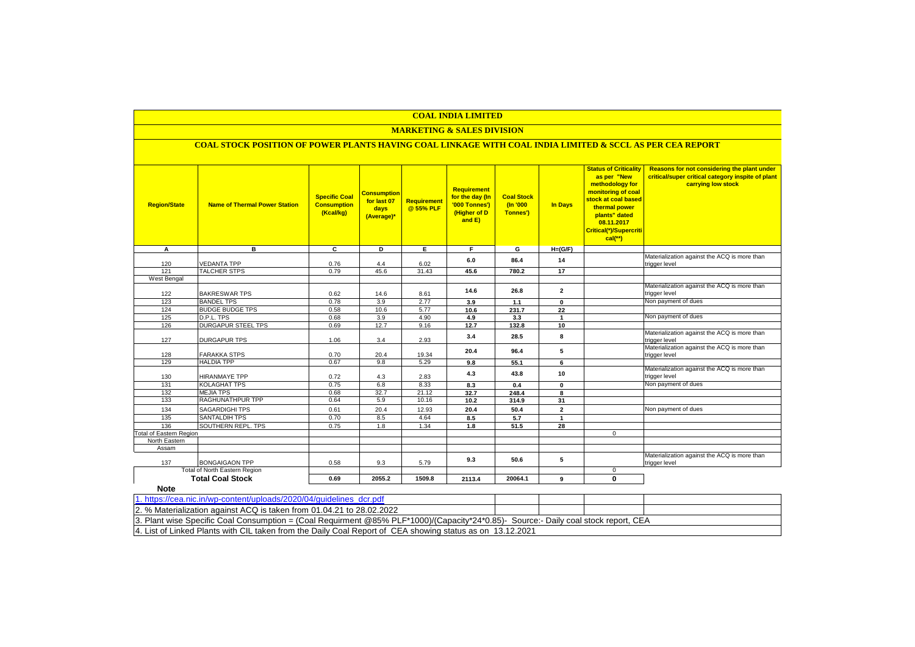# COAL INDIA LIMITED

## MARKETING & SALES DIVISION

### COAL STOCK POSITION OF POWER PLANTS HAVING COAL LINKAGE WITH COAL INDIA LIMITED & SCCL AS PER CEA REPORT

| Region/State | Name of Thermal Power Station | Specific Coal Consumption (Kcal/kg) | Consumption for last 07 days (Average)* | Requirement @ 55% PLF | Requirement for the day (In '000 Tonnes') (Higher of D and E) | Coal Stock (In '000 Tonnes') | In Days | Status of Criticality as per "New methodology for monitoring of coal stock at coal based thermal power plants" dated 08.11.2017 Critical(*)/Supercritical(**) | Reasons for not considering the plant under critical/super critical category inspite of plant carrying low stock |
|---|---|---|---|---|---|---|---|---|---|
| A | B | C | D | E | F | G | H=(G/F) | | |
| 120 | VEDANTA TPP | 0.76 | 4.4 | 6.02 | 6.0 | 86.4 | 14 | | Materialization against the ACQ is more than trigger level |
| 121 | TALCHER STPS | 0.79 | 45.6 | 31.43 | 45.6 | 780.2 | 17 | | |
| West Bengal | | | | | | | | | |
| 122 | BAKRESWAR TPS | 0.62 | 14.6 | 8.61 | 14.6 | 26.8 | 2 | | Materialization against the ACQ is more than trigger level |
| 123 | BANDEL TPS | 0.78 | 3.9 | 2.77 | 3.9 | 1.1 | 0 | | Non payment of dues |
| 124 | BUDGE BUDGE TPS | 0.58 | 10.6 | 5.77 | 10.6 | 231.7 | 22 | | |
| 125 | D.P.L. TPS | 0.68 | 3.9 | 4.90 | 4.9 | 3.3 | 1 | | Non payment of dues |
| 126 | DURGAPUR STEEL TPS | 0.69 | 12.7 | 9.16 | 12.7 | 132.8 | 10 | | |
| 127 | DURGAPUR TPS | 1.06 | 3.4 | 2.93 | 3.4 | 28.5 | 8 | | Materialization against the ACQ is more than trigger level |
| 128 | FARAKKA STPS | 0.70 | 20.4 | 19.34 | 20.4 | 96.4 | 5 | | Materialization against the ACQ is more than trigger level |
| 129 | HALDIA TPP | 0.67 | 9.8 | 5.29 | 9.8 | 55.1 | 6 | | |
| 130 | HIRANMAYE TPP | 0.72 | 4.3 | 2.83 | 4.3 | 43.8 | 10 | | Materialization against the ACQ is more than trigger level |
| 131 | KOLAGHAT TPS | 0.75 | 6.8 | 8.33 | 8.3 | 0.4 | 0 | | Non payment of dues |
| 132 | MEJIA TPS | 0.68 | 32.7 | 21.12 | 32.7 | 248.4 | 8 | | |
| 133 | RAGHUNATHPUR TPP | 0.64 | 5.9 | 10.16 | 10.2 | 314.9 | 31 | | |
| 134 | SAGARDIGHI TPS | 0.61 | 20.4 | 12.93 | 20.4 | 50.4 | 2 | | Non payment of dues |
| 135 | SANTALDIH TPS | 0.70 | 8.5 | 4.64 | 8.5 | 5.7 | 1 | | |
| 136 | SOUTHERN REPL. TPS | 0.75 | 1.8 | 1.34 | 1.8 | 51.5 | 28 | | |
| Total of Eastern Region | | | | | | | | 0 | |
| North Eastern | | | | | | | | | |
| Assam | | | | | | | | | |
| 137 | BONGAIGAON TPP | 0.58 | 9.3 | 5.79 | 9.3 | 50.6 | 5 | | Materialization against the ACQ is more than trigger level |
| Total of North Eastern Region | | | | | | | | 0 | |
| Total Coal Stock | | 0.69 | 2055.2 | 1509.8 | 2113.4 | 20064.1 | 9 | 0 | |

**Note**

1. https://cea.nic.in/wp-content/uploads/2020/04/guidelines_dcr.pdf
2. % Materialization against ACQ is taken from 01.04.21 to 28.02.2022
3. Plant wise Specific Coal Consumption = (Coal Requirment @85% PLF*1000)/(Capacity*24*0.85)- Source:- Daily coal stock report, CEA
4. List of Linked Plants with CIL taken from the Daily Coal Report of CEA showing status as on 13.12.2021